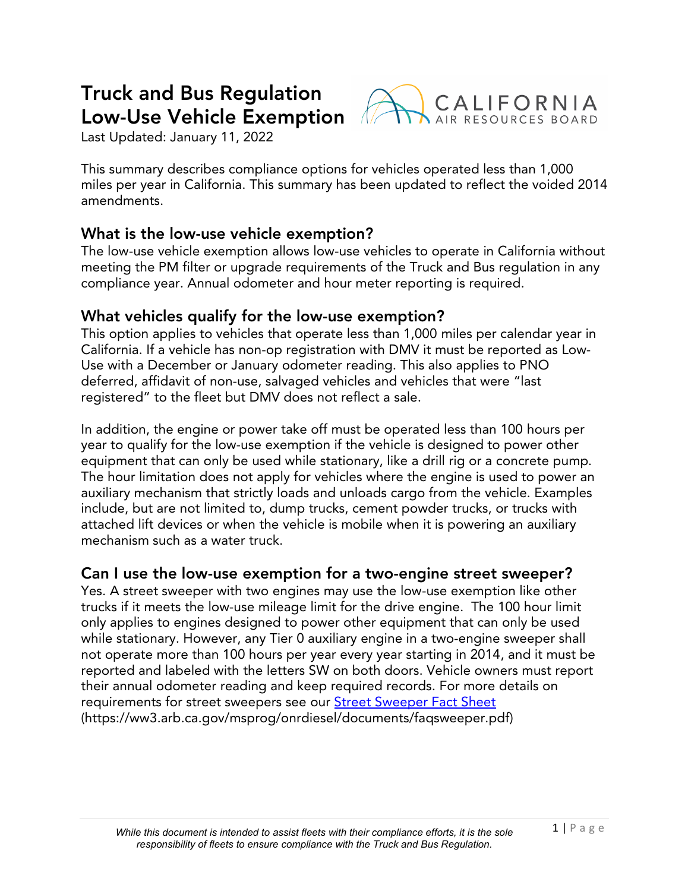# Truck and Bus Regulation Low-Use Vehicle Exemption

Last Updated: January 11, 2022

This summary describes compliance options for vehicles operated less than 1,000 miles per year in California. This summary has been updated to reflect the voided 2014 amendments.

## What is the low-use vehicle exemption?

The low-use vehicle exemption allows low-use vehicles to operate in California without meeting the PM filter or upgrade requirements of the Truck and Bus regulation in any compliance year. Annual odometer and hour meter reporting is required.

## What vehicles qualify for the low-use exemption?

This option applies to vehicles that operate less than 1,000 miles per calendar year in California. If a vehicle has non-op registration with DMV it must be reported as Low-Use with a December or January odometer reading. This also applies to PNO deferred, affidavit of non-use, salvaged vehicles and vehicles that were "last registered" to the fleet but DMV does not reflect a sale.

In addition, the engine or power take off must be operated less than 100 hours per year to qualify for the low-use exemption if the vehicle is designed to power other equipment that can only be used while stationary, like a drill rig or a concrete pump. The hour limitation does not apply for vehicles where the engine is used to power an auxiliary mechanism that strictly loads and unloads cargo from the vehicle. Examples include, but are not limited to, dump trucks, cement powder trucks, or trucks with attached lift devices or when the vehicle is mobile when it is powering an auxiliary mechanism such as a water truck.

## Can I use the low-use exemption for a two-engine street sweeper?

Yes. A street sweeper with two engines may use the low-use exemption like other trucks if it meets the low-use mileage limit for the drive engine. The 100 hour limit only applies to engines designed to power other equipment that can only be used while stationary. However, any Tier 0 auxiliary engine in a two-engine sweeper shall not operate more than 100 hours per year every year starting in 2014, and it must be reported and labeled with the letters SW on both doors. Vehicle owners must report their annual odometer reading and keep required records. For more details on requirements for street sweepers see our [Street Sweeper Fact Sheet](https://ww3.arb.ca.gov/msprog/onrdiesel/documents/faqsweeper.pdf) (https://ww3.arb.ca.gov/msprog/onrdiesel/documents/faqsweeper.pdf)

*While this document is intended to assist fleets with their compliance efforts, it is the sole responsibility of fleets to ensure compliance with the Truck and Bus Regulation.*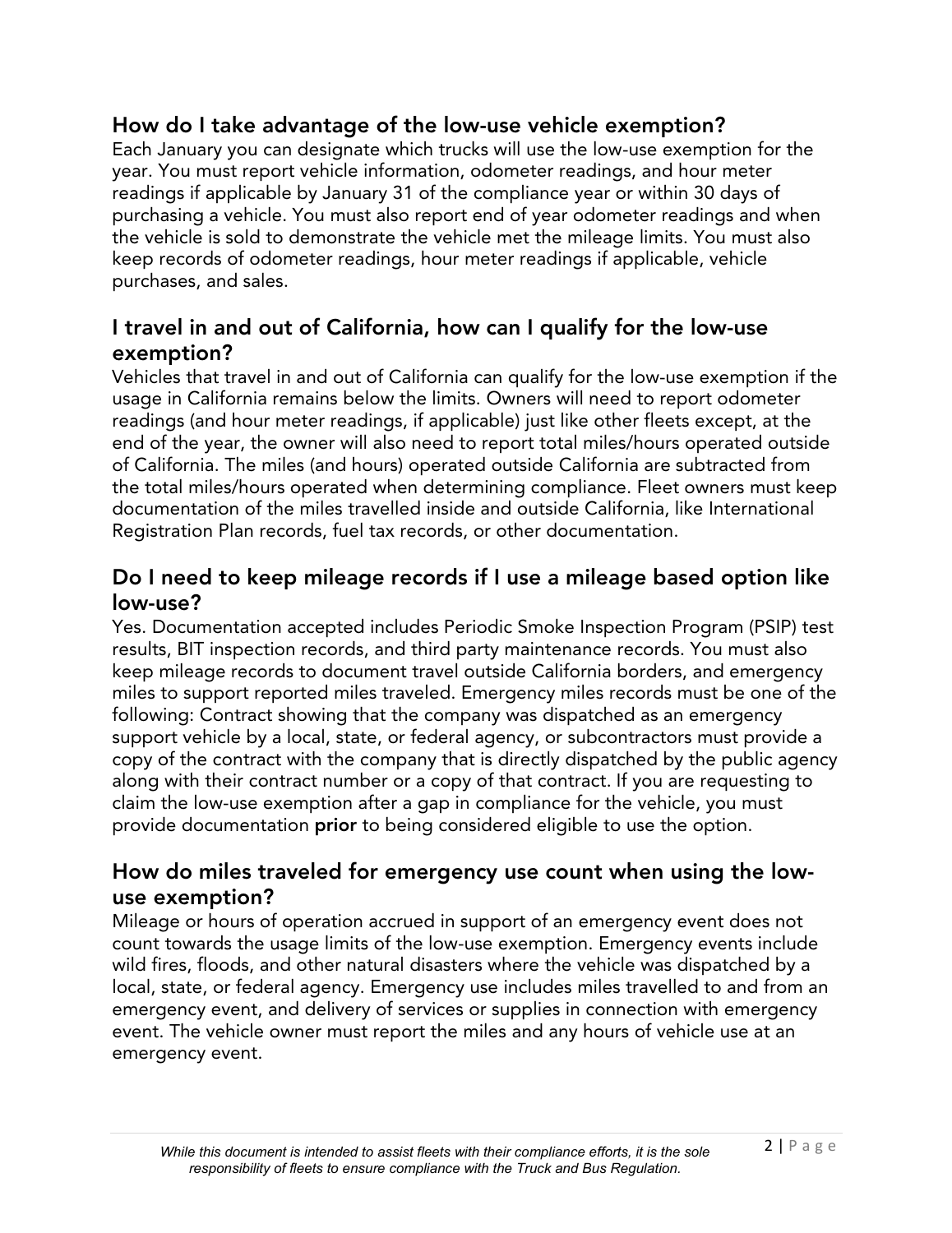## How do I take advantage of the low-use vehicle exemption?

Each January you can designate which trucks will use the low-use exemption for the year. You must report vehicle information, odometer readings, and hour meter readings if applicable by January 31 of the compliance year or within 30 days of purchasing a vehicle. You must also report end of year odometer readings and when the vehicle is sold to demonstrate the vehicle met the mileage limits. You must also keep records of odometer readings, hour meter readings if applicable, vehicle purchases, and sales.

## I travel in and out of California, how can I qualify for the low-use exemption?

Vehicles that travel in and out of California can qualify for the low-use exemption if the usage in California remains below the limits. Owners will need to report odometer readings (and hour meter readings, if applicable) just like other fleets except, at the end of the year, the owner will also need to report total miles/hours operated outside of California. The miles (and hours) operated outside California are subtracted from the total miles/hours operated when determining compliance. Fleet owners must keep documentation of the miles travelled inside and outside California, like International Registration Plan records, fuel tax records, or other documentation.

## Do I need to keep mileage records if I use a mileage based option like low-use?

Yes. Documentation accepted includes Periodic Smoke Inspection Program (PSIP) test results, BIT inspection records, and third party maintenance records. You must also keep mileage records to document travel outside California borders, and emergency miles to support reported miles traveled. Emergency miles records must be one of the following: Contract showing that the company was dispatched as an emergency support vehicle by a local, state, or federal agency, or subcontractors must provide a copy of the contract with the company that is directly dispatched by the public agency along with their contract number or a copy of that contract. If you are requesting to claim the low-use exemption after a gap in compliance for the vehicle, you must provide documentation **prior** to being considered eligible to use the option.

## How do miles traveled for emergency use count when using the low-use exemption?

Mileage or hours of operation accrued in support of an emergency event does not count towards the usage limits of the low-use exemption. Emergency events include wild fires, floods, and other natural disasters where the vehicle was dispatched by a local, state, or federal agency. Emergency use includes miles travelled to and from an emergency event, and delivery of services or supplies in connection with emergency event. The vehicle owner must report the miles and any hours of vehicle use at an emergency event.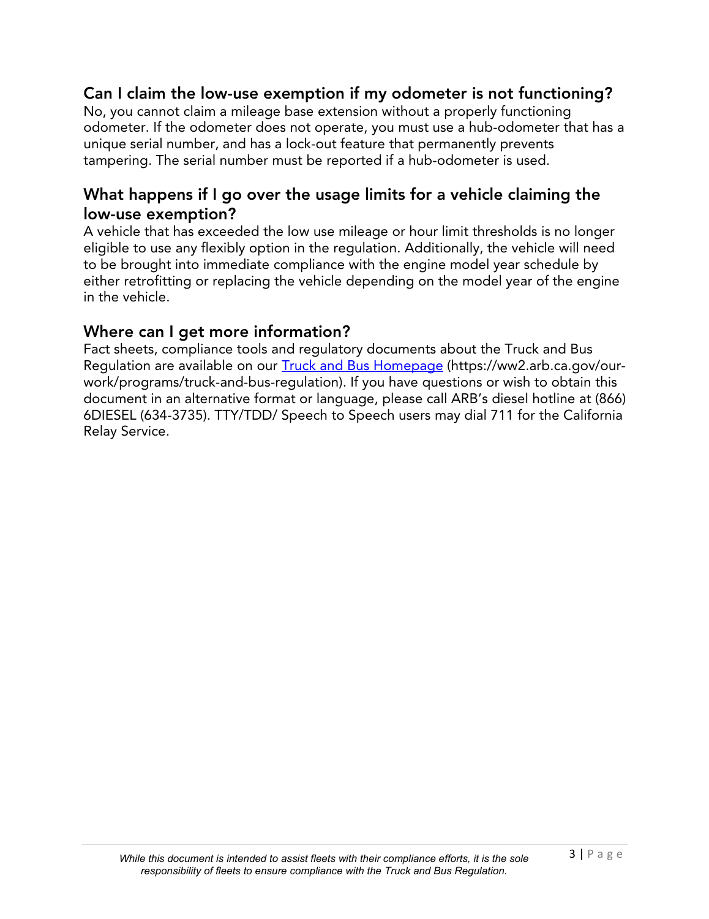## Can I claim the low-use exemption if my odometer is not functioning?

No, you cannot claim a mileage base extension without a properly functioning odometer. If the odometer does not operate, you must use a hub-odometer that has a unique serial number, and has a lock-out feature that permanently prevents tampering. The serial number must be reported if a hub-odometer is used.

## What happens if I go over the usage limits for a vehicle claiming the low-use exemption?

A vehicle that has exceeded the low use mileage or hour limit thresholds is no longer eligible to use any flexibly option in the regulation. Additionally, the vehicle will need to be brought into immediate compliance with the engine model year schedule by either retrofitting or replacing the vehicle depending on the model year of the engine in the vehicle.

## Where can I get more information?

Fact sheets, compliance tools and regulatory documents about the Truck and Bus Regulation are available on our [Truck and Bus Homepage](https://ww2.arb.ca.gov/our-work/programs/truck-and-bus-regulation) (https://ww2.arb.ca.gov/our-work/programs/truck-and-bus-regulation). If you have questions or wish to obtain this document in an alternative format or language, please call ARB's diesel hotline at (866) 6DIESEL (634-3735). TTY/TDD/ Speech to Speech users may dial 711 for the California Relay Service.

*While this document is intended to assist fleets with their compliance efforts, it is the sole responsibility of fleets to ensure compliance with the Truck and Bus Regulation.*